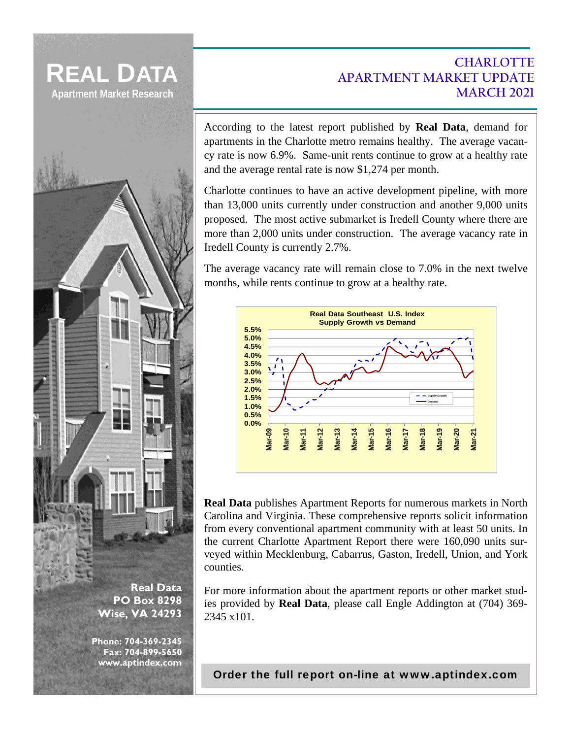# REAL DATA

Apartment Market Research

## CHARLOTTE APARTMENT MARKET UPDATE MARCH 2021

According to the latest report published by **Real Data**, demand for apartments in the Charlotte metro remains healthy. The average vacancy rate is now 6.9%. Same-unit rents continue to grow at a healthy rate and the average rental rate is now $1,274 per month.

Charlotte continues to have an active development pipeline, with more than 13,000 units currently under construction and another 9,000 units proposed. The most active submarket is Iredell County where there are more than 2,000 units under construction. The average vacancy rate in Iredell County is currently 2.7%.

The average vacancy rate will remain close to 7.0% in the next twelve months, while rents continue to grow at a healthy rate.

Real Data Southeast U.S. Index
Supply Growth vs Demand

**Real Data** publishes Apartment Reports for numerous markets in North Carolina and Virginia. These comprehensive reports solicit information from every conventional apartment community with at least 50 units. In the current Charlotte Apartment Report there were 160,090 units surveyed within Mecklenburg, Cabarrus, Gaston, Iredell, Union, and York counties.

For more information about the apartment reports or other market studies provided by **Real Data**, please call Engle Addington at (704) 369-2345 x101.

**Real Data**
**PO Box 8298**
**Wise, VA 24293**

**Phone: 704-369-2345**
**Fax: 704-899-5650**
**www.aptindex.com**

**Order the full report on-line at www.aptindex.com**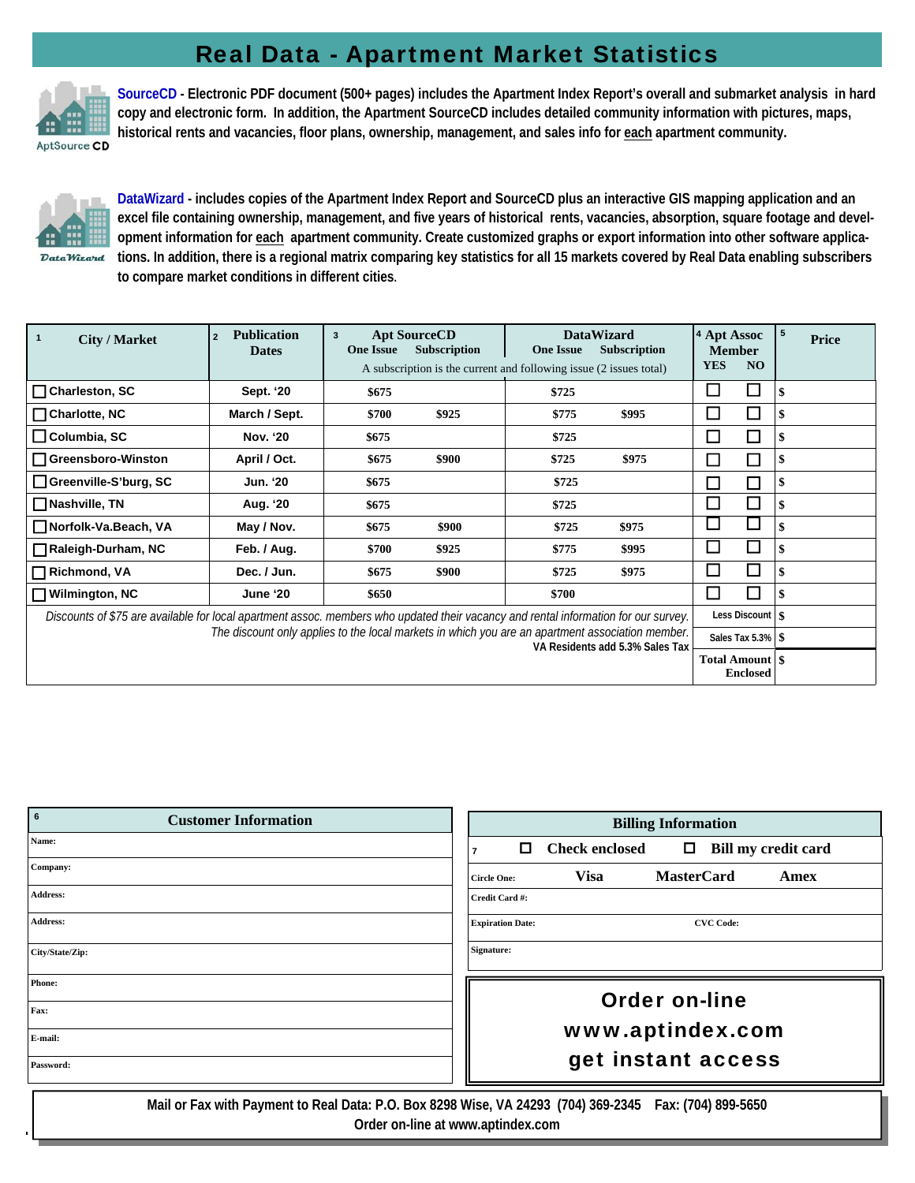# Real Data - Apartment Market Statistics

AptSource CD

**SourceCD** - Electronic PDF document (500+ pages) includes the Apartment Index Report's overall and submarket analysis in hard copy and electronic form. In addition, the Apartment SourceCD includes detailed community information with pictures, maps, historical rents and vacancies, floor plans, ownership, management, and sales info for each apartment community.

DataWizard

**DataWizard** - includes copies of the Apartment Index Report and SourceCD plus an interactive GIS mapping application and an excel file containing ownership, management, and five years of historical rents, vacancies, absorption, square footage and development information for each apartment community. Create customized graphs or export information into other software applications. In addition, there is a regional matrix comparing key statistics for all 15 markets covered by Real Data enabling subscribers to compare market conditions in different cities.

| 1 City / Market | 2 Publication Dates | 3 Apt SourceCD One Issue | Apt SourceCD Subscription | DataWizard One Issue | DataWizard Subscription | 4 Apt Assoc Member YES | Apt Assoc Member NO | 5 Price |
|---|---|---|---|---|---|---|---|---|
| | | A subscription is the current and following issue (2 issues total) | | | | | | |
| ☐ Charleston, SC | Sept. '20 | $675 | | $725 | | ☐ | ☐ | $ |
| ☐ Charlotte, NC | March / Sept. | $700 | $925 | $775 | $995 | ☐ | ☐ | $ |
| ☐ Columbia, SC | Nov. '20 | $675 | | $725 | | ☐ | ☐ | $ |
| ☐ Greensboro-Winston | April / Oct. | $675 | $900 | $725 | $975 | ☐ | ☐ | $ |
| ☐ Greenville-S'burg, SC | Jun. '20 | $675 | | $725 | | ☐ | ☐ | $ |
| ☐ Nashville, TN | Aug. '20 | $675 | | $725 | | ☐ | ☐ | $ |
| ☐ Norfolk-Va.Beach, VA | May / Nov. | $675 | $900 | $725 | $975 | ☐ | ☐ | $ |
| ☐ Raleigh-Durham, NC | Feb. / Aug. | $700 | $925 | $775 | $995 | ☐ | ☐ | $ |
| ☐ Richmond, VA | Dec. / Jun. | $675 | $900 | $725 | $975 | ☐ | ☐ | $ |
| ☐ Wilmington, NC | June '20 | $650 | | $700 | | ☐ | ☐ | $ |
| | | | | | | Less Discount | | $ |
| | | | | | | Sales Tax 5.3% | | $ |
| | | | | | | Total Amount Enclosed | | $ |

*Discounts of $75 are available for local apartment assoc. members who updated their vacancy and rental information for our survey. The discount only applies to the local markets in which you are an apartment association member.*

VA Residents add 5.3% Sales Tax

| 6 Customer Information |
|---|
| Name: |
| Company: |
| Address: |
| Address: |
| City/State/Zip: |
| Phone: |
| Fax: |
| E-mail: |
| Password: |

| Billing Information | | |
|---|---|---|
| 7 ☐ Check enclosed | ☐ Bill my credit card | |
| Circle One: Visa | MasterCard | Amex |
| Credit Card #: | | |
| Expiration Date: | CVC Code: | |
| Signature: | | |

**Order on-line**
**www.aptindex.com**
**get instant access**

**Mail or Fax with Payment to Real Data: P.O. Box 8298 Wise, VA 24293 (704) 369-2345 Fax: (704) 899-5650**
**Order on-line at www.aptindex.com**